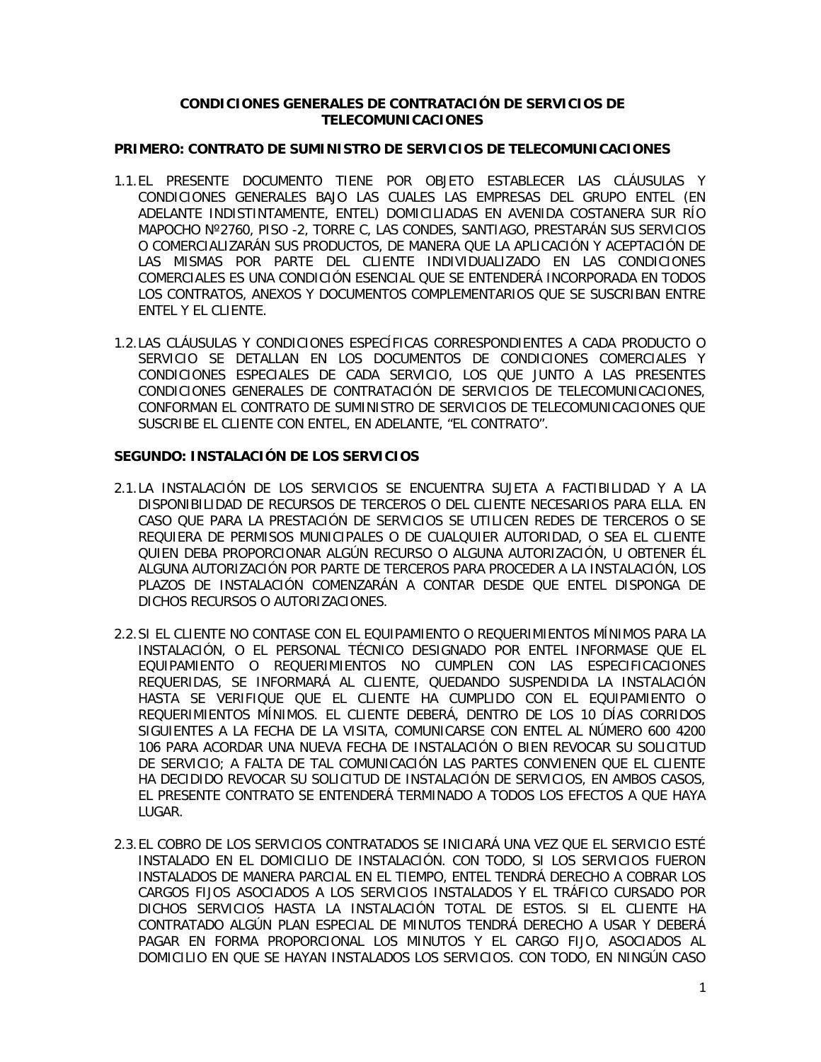# CONDICIONES GENERALES DE CONTRATACIÓN DE SERVICIOS DE TELECOMUNICACIONES

## PRIMERO: CONTRATO DE SUMINISTRO DE SERVICIOS DE TELECOMUNICACIONES

1.1. EL PRESENTE DOCUMENTO TIENE POR OBJETO ESTABLECER LAS CLÁUSULAS Y CONDICIONES GENERALES BAJO LAS CUALES LAS EMPRESAS DEL GRUPO ENTEL (EN ADELANTE INDISTINTAMENTE, ENTEL) DOMICILIADAS EN AVENIDA COSTANERA SUR RÍO MAPOCHO Nº2760, PISO -2, TORRE C, LAS CONDES, SANTIAGO, PRESTARÁN SUS SERVICIOS O COMERCIALIZARÁN SUS PRODUCTOS, DE MANERA QUE LA APLICACIÓN Y ACEPTACIÓN DE LAS MISMAS POR PARTE DEL CLIENTE INDIVIDUALIZADO EN LAS CONDICIONES COMERCIALES ES UNA CONDICIÓN ESENCIAL QUE SE ENTENDERÁ INCORPORADA EN TODOS LOS CONTRATOS, ANEXOS Y DOCUMENTOS COMPLEMENTARIOS QUE SE SUSCRIBAN ENTRE ENTEL Y EL CLIENTE.

1.2. LAS CLÁUSULAS Y CONDICIONES ESPECÍFICAS CORRESPONDIENTES A CADA PRODUCTO O SERVICIO SE DETALLAN EN LOS DOCUMENTOS DE CONDICIONES COMERCIALES Y CONDICIONES ESPECIALES DE CADA SERVICIO, LOS QUE JUNTO A LAS PRESENTES CONDICIONES GENERALES DE CONTRATACIÓN DE SERVICIOS DE TELECOMUNICACIONES, CONFORMAN EL CONTRATO DE SUMINISTRO DE SERVICIOS DE TELECOMUNICACIONES QUE SUSCRIBE EL CLIENTE CON ENTEL, EN ADELANTE, "EL CONTRATO".

## SEGUNDO: INSTALACIÓN DE LOS SERVICIOS

2.1. LA INSTALACIÓN DE LOS SERVICIOS SE ENCUENTRA SUJETA A FACTIBILIDAD Y A LA DISPONIBILIDAD DE RECURSOS DE TERCEROS O DEL CLIENTE NECESARIOS PARA ELLA. EN CASO QUE PARA LA PRESTACIÓN DE SERVICIOS SE UTILICEN REDES DE TERCEROS O SE REQUIERA DE PERMISOS MUNICIPALES O DE CUALQUIER AUTORIDAD, O SEA EL CLIENTE QUIEN DEBA PROPORCIONAR ALGÚN RECURSO O ALGUNA AUTORIZACIÓN, U OBTENER ÉL ALGUNA AUTORIZACIÓN POR PARTE DE TERCEROS PARA PROCEDER A LA INSTALACIÓN, LOS PLAZOS DE INSTALACIÓN COMENZARÁN A CONTAR DESDE QUE ENTEL DISPONGA DE DICHOS RECURSOS O AUTORIZACIONES.

2.2. SI EL CLIENTE NO CONTASE CON EL EQUIPAMIENTO O REQUERIMIENTOS MÍNIMOS PARA LA INSTALACIÓN, O EL PERSONAL TÉCNICO DESIGNADO POR ENTEL INFORMASE QUE EL EQUIPAMIENTO O REQUERIMIENTOS NO CUMPLEN CON LAS ESPECIFICACIONES REQUERIDAS, SE INFORMARÁ AL CLIENTE, QUEDANDO SUSPENDIDA LA INSTALACIÓN HASTA SE VERIFIQUE QUE EL CLIENTE HA CUMPLIDO CON EL EQUIPAMIENTO O REQUERIMIENTOS MÍNIMOS. EL CLIENTE DEBERÁ, DENTRO DE LOS 10 DÍAS CORRIDOS SIGUIENTES A LA FECHA DE LA VISITA, COMUNICARSE CON ENTEL AL NÚMERO 600 4200 106 PARA ACORDAR UNA NUEVA FECHA DE INSTALACIÓN O BIEN REVOCAR SU SOLICITUD DE SERVICIO; A FALTA DE TAL COMUNICACIÓN LAS PARTES CONVIENEN QUE EL CLIENTE HA DECIDIDO REVOCAR SU SOLICITUD DE INSTALACIÓN DE SERVICIOS, EN AMBOS CASOS, EL PRESENTE CONTRATO SE ENTENDERÁ TERMINADO A TODOS LOS EFECTOS A QUE HAYA LUGAR.

2.3. EL COBRO DE LOS SERVICIOS CONTRATADOS SE INICIARÁ UNA VEZ QUE EL SERVICIO ESTÉ INSTALADO EN EL DOMICILIO DE INSTALACIÓN. CON TODO, SI LOS SERVICIOS FUERON INSTALADOS DE MANERA PARCIAL EN EL TIEMPO, ENTEL TENDRÁ DERECHO A COBRAR LOS CARGOS FIJOS ASOCIADOS A LOS SERVICIOS INSTALADOS Y EL TRÁFICO CURSADO POR DICHOS SERVICIOS HASTA LA INSTALACIÓN TOTAL DE ESTOS. SI EL CLIENTE HA CONTRATADO ALGÚN PLAN ESPECIAL DE MINUTOS TENDRÁ DERECHO A USAR Y DEBERÁ PAGAR EN FORMA PROPORCIONAL LOS MINUTOS Y EL CARGO FIJO, ASOCIADOS AL DOMICILIO EN QUE SE HAYAN INSTALADOS LOS SERVICIOS. CON TODO, EN NINGÚN CASO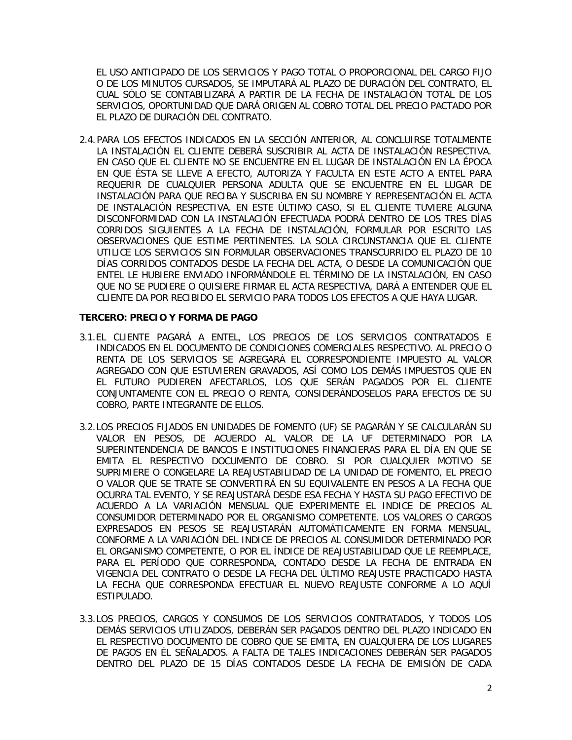EL USO ANTICIPADO DE LOS SERVICIOS Y PAGO TOTAL O PROPORCIONAL DEL CARGO FIJO O DE LOS MINUTOS CURSADOS, SE IMPUTARÁ AL PLAZO DE DURACIÓN DEL CONTRATO, EL CUAL SÓLO SE CONTABILIZARÁ A PARTIR DE LA FECHA DE INSTALACIÓN TOTAL DE LOS SERVICIOS, OPORTUNIDAD QUE DARÁ ORIGEN AL COBRO TOTAL DEL PRECIO PACTADO POR EL PLAZO DE DURACIÓN DEL CONTRATO.

2.4. PARA LOS EFECTOS INDICADOS EN LA SECCIÓN ANTERIOR, AL CONCLUIRSE TOTALMENTE LA INSTALACIÓN EL CLIENTE DEBERÁ SUSCRIBIR AL ACTA DE INSTALACIÓN RESPECTIVA. EN CASO QUE EL CLIENTE NO SE ENCUENTRE EN EL LUGAR DE INSTALACIÓN EN LA ÉPOCA EN QUE ÉSTA SE LLEVE A EFECTO, AUTORIZA Y FACULTA EN ESTE ACTO A ENTEL PARA REQUERIR DE CUALQUIER PERSONA ADULTA QUE SE ENCUENTRE EN EL LUGAR DE INSTALACIÓN PARA QUE RECIBA Y SUSCRIBA EN SU NOMBRE Y REPRESENTACIÓN EL ACTA DE INSTALACIÓN RESPECTIVA. EN ESTE ÚLTIMO CASO, SI EL CLIENTE TUVIERE ALGUNA DISCONFORMIDAD CON LA INSTALACIÓN EFECTUADA PODRÁ DENTRO DE LOS TRES DÍAS CORRIDOS SIGUIENTES A LA FECHA DE INSTALACIÓN, FORMULAR POR ESCRITO LAS OBSERVACIONES QUE ESTIME PERTINENTES. LA SOLA CIRCUNSTANCIA QUE EL CLIENTE UTILICE LOS SERVICIOS SIN FORMULAR OBSERVACIONES TRANSCURRIDO EL PLAZO DE 10 DÍAS CORRIDOS CONTADOS DESDE LA FECHA DEL ACTA, O DESDE LA COMUNICACIÓN QUE ENTEL LE HUBIERE ENVIADO INFORMÁNDOLE EL TÉRMINO DE LA INSTALACIÓN, EN CASO QUE NO SE PUDIERE O QUISIERE FIRMAR EL ACTA RESPECTIVA, DARÁ A ENTENDER QUE EL CLIENTE DA POR RECIBIDO EL SERVICIO PARA TODOS LOS EFECTOS A QUE HAYA LUGAR.

**TERCERO: PRECIO Y FORMA DE PAGO**

3.1. EL CLIENTE PAGARÁ A ENTEL, LOS PRECIOS DE LOS SERVICIOS CONTRATADOS E INDICADOS EN EL DOCUMENTO DE CONDICIONES COMERCIALES RESPECTIVO. AL PRECIO O RENTA DE LOS SERVICIOS SE AGREGARÁ EL CORRESPONDIENTE IMPUESTO AL VALOR AGREGADO CON QUE ESTUVIEREN GRAVADOS, ASÍ COMO LOS DEMÁS IMPUESTOS QUE EN EL FUTURO PUDIEREN AFECTARLOS, LOS QUE SERÁN PAGADOS POR EL CLIENTE CONJUNTAMENTE CON EL PRECIO O RENTA, CONSIDERÁNDOSELOS PARA EFECTOS DE SU COBRO, PARTE INTEGRANTE DE ELLOS.

3.2. LOS PRECIOS FIJADOS EN UNIDADES DE FOMENTO (UF) SE PAGARÁN Y SE CALCULARÁN SU VALOR EN PESOS, DE ACUERDO AL VALOR DE LA UF DETERMINADO POR LA SUPERINTENDENCIA DE BANCOS E INSTITUCIONES FINANCIERAS PARA EL DÍA EN QUE SE EMITA EL RESPECTIVO DOCUMENTO DE COBRO. SI POR CUALQUIER MOTIVO SE SUPRIMIERE O CONGELARE LA REAJUSTABILIDAD DE LA UNIDAD DE FOMENTO, EL PRECIO O VALOR QUE SE TRATE SE CONVERTIRÁ EN SU EQUIVALENTE EN PESOS A LA FECHA QUE OCURRA TAL EVENTO, Y SE REAJUSTARÁ DESDE ESA FECHA Y HASTA SU PAGO EFECTIVO DE ACUERDO A LA VARIACIÓN MENSUAL QUE EXPERIMENTE EL INDICE DE PRECIOS AL CONSUMIDOR DETERMINADO POR EL ORGANISMO COMPETENTE. LOS VALORES O CARGOS EXPRESADOS EN PESOS SE REAJUSTARÁN AUTOMÁTICAMENTE EN FORMA MENSUAL, CONFORME A LA VARIACIÓN DEL INDICE DE PRECIOS AL CONSUMIDOR DETERMINADO POR EL ORGANISMO COMPETENTE, O POR EL ÍNDICE DE REAJUSTABILIDAD QUE LE REEMPLACE, PARA EL PERÍODO QUE CORRESPONDA, CONTADO DESDE LA FECHA DE ENTRADA EN VIGENCIA DEL CONTRATO O DESDE LA FECHA DEL ÚLTIMO REAJUSTE PRACTICADO HASTA LA FECHA QUE CORRESPONDA EFECTUAR EL NUEVO REAJUSTE CONFORME A LO AQUÍ ESTIPULADO.

3.3. LOS PRECIOS, CARGOS Y CONSUMOS DE LOS SERVICIOS CONTRATADOS, Y TODOS LOS DEMÁS SERVICIOS UTILIZADOS, DEBERÁN SER PAGADOS DENTRO DEL PLAZO INDICADO EN EL RESPECTIVO DOCUMENTO DE COBRO QUE SE EMITA, EN CUALQUIERA DE LOS LUGARES DE PAGOS EN ÉL SEÑALADOS. A FALTA DE TALES INDICACIONES DEBERÁN SER PAGADOS DENTRO DEL PLAZO DE 15 DÍAS CONTADOS DESDE LA FECHA DE EMISIÓN DE CADA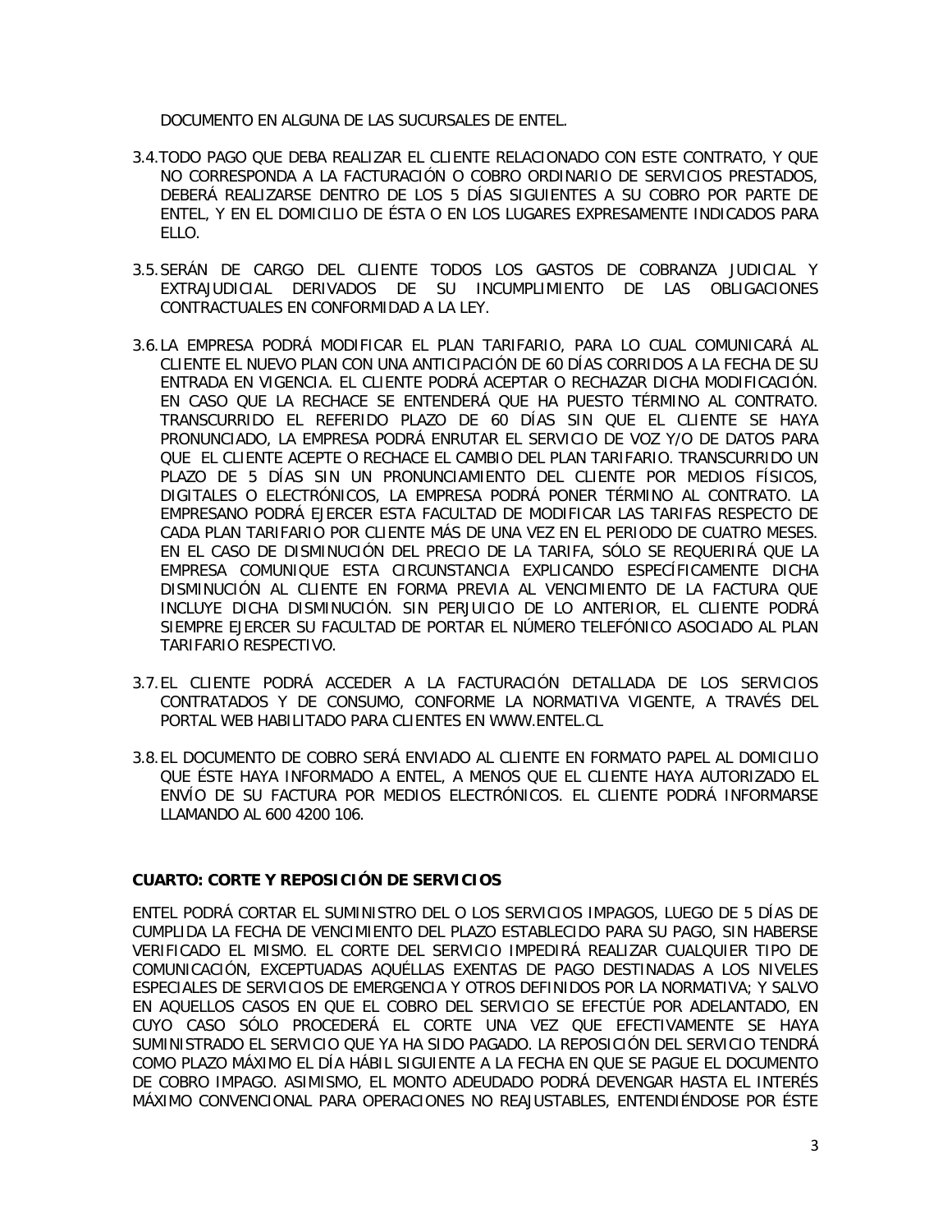DOCUMENTO EN ALGUNA DE LAS SUCURSALES DE ENTEL.

3.4. TODO PAGO QUE DEBA REALIZAR EL CLIENTE RELACIONADO CON ESTE CONTRATO, Y QUE NO CORRESPONDA A LA FACTURACIÓN O COBRO ORDINARIO DE SERVICIOS PRESTADOS, DEBERÁ REALIZARSE DENTRO DE LOS 5 DÍAS SIGUIENTES A SU COBRO POR PARTE DE ENTEL, Y EN EL DOMICILIO DE ÉSTA O EN LOS LUGARES EXPRESAMENTE INDICADOS PARA ELLO.

3.5. SERÁN DE CARGO DEL CLIENTE TODOS LOS GASTOS DE COBRANZA JUDICIAL Y EXTRAJUDICIAL DERIVADOS DE SU INCUMPLIMIENTO DE LAS OBLIGACIONES CONTRACTUALES EN CONFORMIDAD A LA LEY.

3.6. LA EMPRESA PODRÁ MODIFICAR EL PLAN TARIFARIO, PARA LO CUAL COMUNICARÁ AL CLIENTE EL NUEVO PLAN CON UNA ANTICIPACIÓN DE 60 DÍAS CORRIDOS A LA FECHA DE SU ENTRADA EN VIGENCIA. EL CLIENTE PODRÁ ACEPTAR O RECHAZAR DICHA MODIFICACIÓN. EN CASO QUE LA RECHACE SE ENTENDERÁ QUE HA PUESTO TÉRMINO AL CONTRATO. TRANSCURRIDO EL REFERIDO PLAZO DE 60 DÍAS SIN QUE EL CLIENTE SE HAYA PRONUNCIADO, LA EMPRESA PODRÁ ENRUTAR EL SERVICIO DE VOZ Y/O DE DATOS PARA QUE EL CLIENTE ACEPTE O RECHACE EL CAMBIO DEL PLAN TARIFARIO. TRANSCURRIDO UN PLAZO DE 5 DÍAS SIN UN PRONUNCIAMIENTO DEL CLIENTE POR MEDIOS FÍSICOS, DIGITALES O ELECTRÓNICOS, LA EMPRESA PODRÁ PONER TÉRMINO AL CONTRATO. LA EMPRESANO PODRÁ EJERCER ESTA FACULTAD DE MODIFICAR LAS TARIFAS RESPECTO DE CADA PLAN TARIFARIO POR CLIENTE MÁS DE UNA VEZ EN EL PERIODO DE CUATRO MESES. EN EL CASO DE DISMINUCIÓN DEL PRECIO DE LA TARIFA, SÓLO SE REQUERIRÁ QUE LA EMPRESA COMUNIQUE ESTA CIRCUNSTANCIA EXPLICANDO ESPECÍFICAMENTE DICHA DISMINUCIÓN AL CLIENTE EN FORMA PREVIA AL VENCIMIENTO DE LA FACTURA QUE INCLUYE DICHA DISMINUCIÓN. SIN PERJUICIO DE LO ANTERIOR, EL CLIENTE PODRÁ SIEMPRE EJERCER SU FACULTAD DE PORTAR EL NÚMERO TELEFÓNICO ASOCIADO AL PLAN TARIFARIO RESPECTIVO.

3.7. EL CLIENTE PODRÁ ACCEDER A LA FACTURACIÓN DETALLADA DE LOS SERVICIOS CONTRATADOS Y DE CONSUMO, CONFORME LA NORMATIVA VIGENTE, A TRAVÉS DEL PORTAL WEB HABILITADO PARA CLIENTES EN WWW.ENTEL.CL

3.8. EL DOCUMENTO DE COBRO SERÁ ENVIADO AL CLIENTE EN FORMATO PAPEL AL DOMICILIO QUE ÉSTE HAYA INFORMADO A ENTEL, A MENOS QUE EL CLIENTE HAYA AUTORIZADO EL ENVÍO DE SU FACTURA POR MEDIOS ELECTRÓNICOS. EL CLIENTE PODRÁ INFORMARSE LLAMANDO AL 600 4200 106.

**CUARTO: CORTE Y REPOSICIÓN DE SERVICIOS**

ENTEL PODRÁ CORTAR EL SUMINISTRO DEL O LOS SERVICIOS IMPAGOS, LUEGO DE 5 DÍAS DE CUMPLIDA LA FECHA DE VENCIMIENTO DEL PLAZO ESTABLECIDO PARA SU PAGO, SIN HABERSE VERIFICADO EL MISMO. EL CORTE DEL SERVICIO IMPEDIRÁ REALIZAR CUALQUIER TIPO DE COMUNICACIÓN, EXCEPTUADAS AQUÉLLAS EXENTAS DE PAGO DESTINADAS A LOS NIVELES ESPECIALES DE SERVICIOS DE EMERGENCIA Y OTROS DEFINIDOS POR LA NORMATIVA; Y SALVO EN AQUELLOS CASOS EN QUE EL COBRO DEL SERVICIO SE EFECTÚE POR ADELANTADO, EN CUYO CASO SÓLO PROCEDERÁ EL CORTE UNA VEZ QUE EFECTIVAMENTE SE HAYA SUMINISTRADO EL SERVICIO QUE YA HA SIDO PAGADO. LA REPOSICIÓN DEL SERVICIO TENDRÁ COMO PLAZO MÁXIMO EL DÍA HÁBIL SIGUIENTE A LA FECHA EN QUE SE PAGUE EL DOCUMENTO DE COBRO IMPAGO. ASIMISMO, EL MONTO ADEUDADO PODRÁ DEVENGAR HASTA EL INTERÉS MÁXIMO CONVENCIONAL PARA OPERACIONES NO REAJUSTABLES, ENTENDIÉNDOSE POR ÉSTE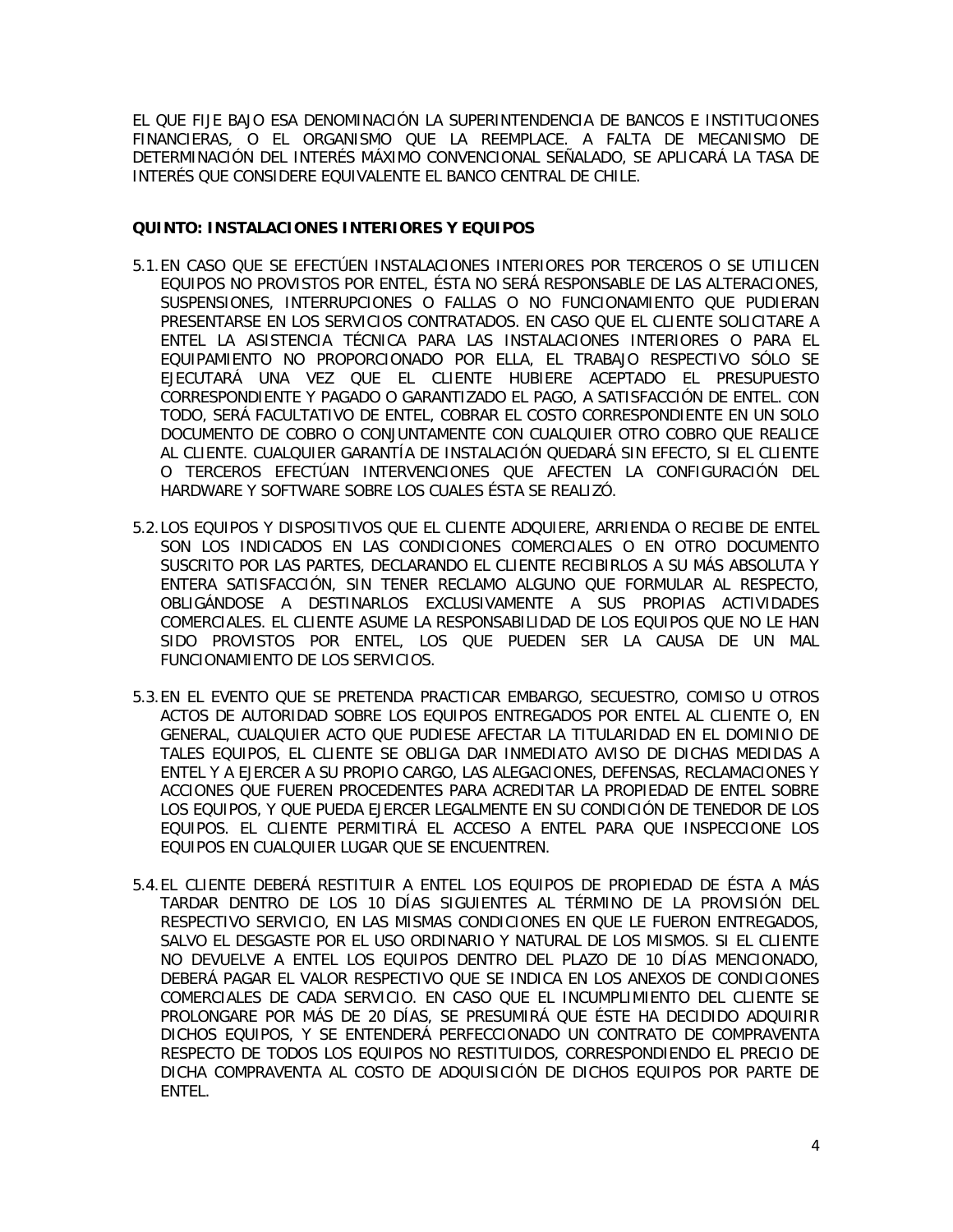EL QUE FIJE BAJO ESA DENOMINACIÓN LA SUPERINTENDENCIA DE BANCOS E INSTITUCIONES FINANCIERAS, O EL ORGANISMO QUE LA REEMPLACE. A FALTA DE MECANISMO DE DETERMINACIÓN DEL INTERÉS MÁXIMO CONVENCIONAL SEÑALADO, SE APLICARÁ LA TASA DE INTERÉS QUE CONSIDERE EQUIVALENTE EL BANCO CENTRAL DE CHILE.

**QUINTO: INSTALACIONES INTERIORES Y EQUIPOS**

5.1. EN CASO QUE SE EFECTÚEN INSTALACIONES INTERIORES POR TERCEROS O SE UTILICEN EQUIPOS NO PROVISTOS POR ENTEL, ÉSTA NO SERÁ RESPONSABLE DE LAS ALTERACIONES, SUSPENSIONES, INTERRUPCIONES O FALLAS O NO FUNCIONAMIENTO QUE PUDIERAN PRESENTARSE EN LOS SERVICIOS CONTRATADOS. EN CASO QUE EL CLIENTE SOLICITARE A ENTEL LA ASISTENCIA TÉCNICA PARA LAS INSTALACIONES INTERIORES O PARA EL EQUIPAMIENTO NO PROPORCIONADO POR ELLA, EL TRABAJO RESPECTIVO SÓLO SE EJECUTARÁ UNA VEZ QUE EL CLIENTE HUBIERE ACEPTADO EL PRESUPUESTO CORRESPONDIENTE Y PAGADO O GARANTIZADO EL PAGO, A SATISFACCIÓN DE ENTEL. CON TODO, SERÁ FACULTATIVO DE ENTEL, COBRAR EL COSTO CORRESPONDIENTE EN UN SOLO DOCUMENTO DE COBRO O CONJUNTAMENTE CON CUALQUIER OTRO COBRO QUE REALICE AL CLIENTE. CUALQUIER GARANTÍA DE INSTALACIÓN QUEDARÁ SIN EFECTO, SI EL CLIENTE O TERCEROS EFECTÚAN INTERVENCIONES QUE AFECTEN LA CONFIGURACIÓN DEL HARDWARE Y SOFTWARE SOBRE LOS CUALES ÉSTA SE REALIZÓ.

5.2. LOS EQUIPOS Y DISPOSITIVOS QUE EL CLIENTE ADQUIERE, ARRIENDA O RECIBE DE ENTEL SON LOS INDICADOS EN LAS CONDICIONES COMERCIALES O EN OTRO DOCUMENTO SUSCRITO POR LAS PARTES, DECLARANDO EL CLIENTE RECIBIRLOS A SU MÁS ABSOLUTA Y ENTERA SATISFACCIÓN, SIN TENER RECLAMO ALGUNO QUE FORMULAR AL RESPECTO, OBLIGÁNDOSE A DESTINARLOS EXCLUSIVAMENTE A SUS PROPIAS ACTIVIDADES COMERCIALES. EL CLIENTE ASUME LA RESPONSABILIDAD DE LOS EQUIPOS QUE NO LE HAN SIDO PROVISTOS POR ENTEL, LOS QUE PUEDEN SER LA CAUSA DE UN MAL FUNCIONAMIENTO DE LOS SERVICIOS.

5.3. EN EL EVENTO QUE SE PRETENDA PRACTICAR EMBARGO, SECUESTRO, COMISO U OTROS ACTOS DE AUTORIDAD SOBRE LOS EQUIPOS ENTREGADOS POR ENTEL AL CLIENTE O, EN GENERAL, CUALQUIER ACTO QUE PUDIESE AFECTAR LA TITULARIDAD EN EL DOMINIO DE TALES EQUIPOS, EL CLIENTE SE OBLIGA DAR INMEDIATO AVISO DE DICHAS MEDIDAS A ENTEL Y A EJERCER A SU PROPIO CARGO, LAS ALEGACIONES, DEFENSAS, RECLAMACIONES Y ACCIONES QUE FUEREN PROCEDENTES PARA ACREDITAR LA PROPIEDAD DE ENTEL SOBRE LOS EQUIPOS, Y QUE PUEDA EJERCER LEGALMENTE EN SU CONDICIÓN DE TENEDOR DE LOS EQUIPOS. EL CLIENTE PERMITIRÁ EL ACCESO A ENTEL PARA QUE INSPECCIONE LOS EQUIPOS EN CUALQUIER LUGAR QUE SE ENCUENTREN.

5.4. EL CLIENTE DEBERÁ RESTITUIR A ENTEL LOS EQUIPOS DE PROPIEDAD DE ÉSTA A MÁS TARDAR DENTRO DE LOS 10 DÍAS SIGUIENTES AL TÉRMINO DE LA PROVISIÓN DEL RESPECTIVO SERVICIO, EN LAS MISMAS CONDICIONES EN QUE LE FUERON ENTREGADOS, SALVO EL DESGASTE POR EL USO ORDINARIO Y NATURAL DE LOS MISMOS. SI EL CLIENTE NO DEVUELVE A ENTEL LOS EQUIPOS DENTRO DEL PLAZO DE 10 DÍAS MENCIONADO, DEBERÁ PAGAR EL VALOR RESPECTIVO QUE SE INDICA EN LOS ANEXOS DE CONDICIONES COMERCIALES DE CADA SERVICIO. EN CASO QUE EL INCUMPLIMIENTO DEL CLIENTE SE PROLONGARE POR MÁS DE 20 DÍAS, SE PRESUMIRÁ QUE ÉSTE HA DECIDIDO ADQUIRIR DICHOS EQUIPOS, Y SE ENTENDERÁ PERFECCIONADO UN CONTRATO DE COMPRAVENTA RESPECTO DE TODOS LOS EQUIPOS NO RESTITUIDOS, CORRESPONDIENDO EL PRECIO DE DICHA COMPRAVENTA AL COSTO DE ADQUISICIÓN DE DICHOS EQUIPOS POR PARTE DE ENTEL.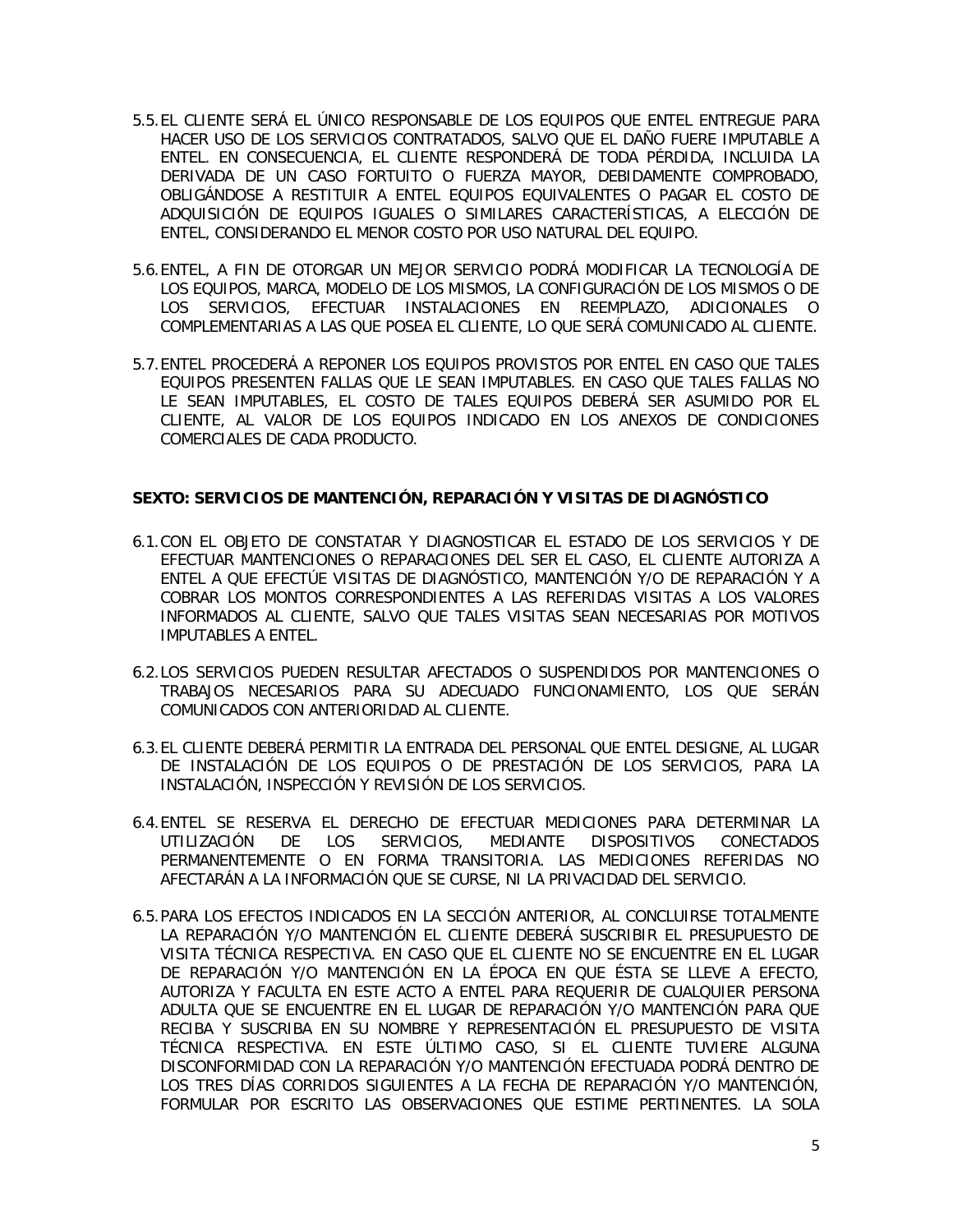5.5. EL CLIENTE SERÁ EL ÚNICO RESPONSABLE DE LOS EQUIPOS QUE ENTEL ENTREGUE PARA HACER USO DE LOS SERVICIOS CONTRATADOS, SALVO QUE EL DAÑO FUERE IMPUTABLE A ENTEL. EN CONSECUENCIA, EL CLIENTE RESPONDERÁ DE TODA PÉRDIDA, INCLUIDA LA DERIVADA DE UN CASO FORTUITO O FUERZA MAYOR, DEBIDAMENTE COMPROBADO, OBLIGÁNDOSE A RESTITUIR A ENTEL EQUIPOS EQUIVALENTES O PAGAR EL COSTO DE ADQUISICIÓN DE EQUIPOS IGUALES O SIMILARES CARACTERÍSTICAS, A ELECCIÓN DE ENTEL, CONSIDERANDO EL MENOR COSTO POR USO NATURAL DEL EQUIPO.

5.6. ENTEL, A FIN DE OTORGAR UN MEJOR SERVICIO PODRÁ MODIFICAR LA TECNOLOGÍA DE LOS EQUIPOS, MARCA, MODELO DE LOS MISMOS, LA CONFIGURACIÓN DE LOS MISMOS O DE LOS SERVICIOS, EFECTUAR INSTALACIONES EN REEMPLAZO, ADICIONALES O COMPLEMENTARIAS A LAS QUE POSEA EL CLIENTE, LO QUE SERÁ COMUNICADO AL CLIENTE.

5.7. ENTEL PROCEDERÁ A REPONER LOS EQUIPOS PROVISTOS POR ENTEL EN CASO QUE TALES EQUIPOS PRESENTEN FALLAS QUE LE SEAN IMPUTABLES. EN CASO QUE TALES FALLAS NO LE SEAN IMPUTABLES, EL COSTO DE TALES EQUIPOS DEBERÁ SER ASUMIDO POR EL CLIENTE, AL VALOR DE LOS EQUIPOS INDICADO EN LOS ANEXOS DE CONDICIONES COMERCIALES DE CADA PRODUCTO.

**SEXTO: SERVICIOS DE MANTENCIÓN, REPARACIÓN Y VISITAS DE DIAGNÓSTICO**

6.1. CON EL OBJETO DE CONSTATAR Y DIAGNOSTICAR EL ESTADO DE LOS SERVICIOS Y DE EFECTUAR MANTENCIONES O REPARACIONES DEL SER EL CASO, EL CLIENTE AUTORIZA A ENTEL A QUE EFECTÚE VISITAS DE DIAGNÓSTICO, MANTENCIÓN Y/O DE REPARACIÓN Y A COBRAR LOS MONTOS CORRESPONDIENTES A LAS REFERIDAS VISITAS A LOS VALORES INFORMADOS AL CLIENTE, SALVO QUE TALES VISITAS SEAN NECESARIAS POR MOTIVOS IMPUTABLES A ENTEL.

6.2. LOS SERVICIOS PUEDEN RESULTAR AFECTADOS O SUSPENDIDOS POR MANTENCIONES O TRABAJOS NECESARIOS PARA SU ADECUADO FUNCIONAMIENTO, LOS QUE SERÁN COMUNICADOS CON ANTERIORIDAD AL CLIENTE.

6.3. EL CLIENTE DEBERÁ PERMITIR LA ENTRADA DEL PERSONAL QUE ENTEL DESIGNE, AL LUGAR DE INSTALACIÓN DE LOS EQUIPOS O DE PRESTACIÓN DE LOS SERVICIOS, PARA LA INSTALACIÓN, INSPECCIÓN Y REVISIÓN DE LOS SERVICIOS.

6.4. ENTEL SE RESERVA EL DERECHO DE EFECTUAR MEDICIONES PARA DETERMINAR LA UTILIZACIÓN DE LOS SERVICIOS, MEDIANTE DISPOSITIVOS CONECTADOS PERMANENTEMENTE O EN FORMA TRANSITORIA. LAS MEDICIONES REFERIDAS NO AFECTARÁN A LA INFORMACIÓN QUE SE CURSE, NI LA PRIVACIDAD DEL SERVICIO.

6.5. PARA LOS EFECTOS INDICADOS EN LA SECCIÓN ANTERIOR, AL CONCLUIRSE TOTALMENTE LA REPARACIÓN Y/O MANTENCIÓN EL CLIENTE DEBERÁ SUSCRIBIR EL PRESUPUESTO DE VISITA TÉCNICA RESPECTIVA. EN CASO QUE EL CLIENTE NO SE ENCUENTRE EN EL LUGAR DE REPARACIÓN Y/O MANTENCIÓN EN LA ÉPOCA EN QUE ÉSTA SE LLEVE A EFECTO, AUTORIZA Y FACULTA EN ESTE ACTO A ENTEL PARA REQUERIR DE CUALQUIER PERSONA ADULTA QUE SE ENCUENTRE EN EL LUGAR DE REPARACIÓN Y/O MANTENCIÓN PARA QUE RECIBA Y SUSCRIBA EN SU NOMBRE Y REPRESENTACIÓN EL PRESUPUESTO DE VISITA TÉCNICA RESPECTIVA. EN ESTE ÚLTIMO CASO, SI EL CLIENTE TUVIERE ALGUNA DISCONFORMIDAD CON LA REPARACIÓN Y/O MANTENCIÓN EFECTUADA PODRÁ DENTRO DE LOS TRES DÍAS CORRIDOS SIGUIENTES A LA FECHA DE REPARACIÓN Y/O MANTENCIÓN, FORMULAR POR ESCRITO LAS OBSERVACIONES QUE ESTIME PERTINENTES. LA SOLA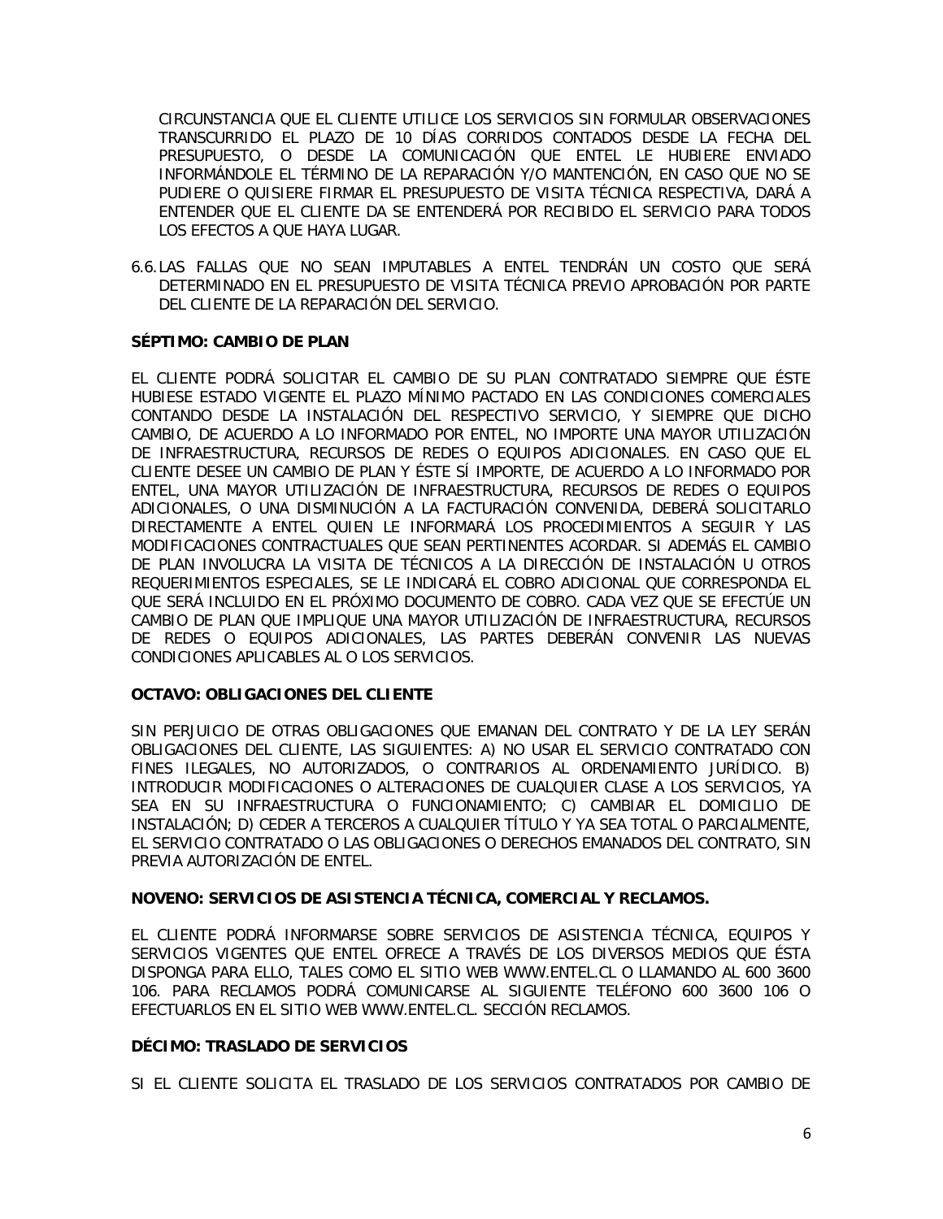CIRCUNSTANCIA QUE EL CLIENTE UTILICE LOS SERVICIOS SIN FORMULAR OBSERVACIONES TRANSCURRIDO EL PLAZO DE 10 DÍAS CORRIDOS CONTADOS DESDE LA FECHA DEL PRESUPUESTO, O DESDE LA COMUNICACIÓN QUE ENTEL LE HUBIERE ENVIADO INFORMÁNDOLE EL TÉRMINO DE LA REPARACIÓN Y/O MANTENCIÓN, EN CASO QUE NO SE PUDIERE O QUISIERE FIRMAR EL PRESUPUESTO DE VISITA TÉCNICA RESPECTIVA, DARÁ A ENTENDER QUE EL CLIENTE DA SE ENTENDERÁ POR RECIBIDO EL SERVICIO PARA TODOS LOS EFECTOS A QUE HAYA LUGAR.

6.6. LAS FALLAS QUE NO SEAN IMPUTABLES A ENTEL TENDRÁN UN COSTO QUE SERÁ DETERMINADO EN EL PRESUPUESTO DE VISITA TÉCNICA PREVIO APROBACIÓN POR PARTE DEL CLIENTE DE LA REPARACIÓN DEL SERVICIO.

**SÉPTIMO: CAMBIO DE PLAN**

EL CLIENTE PODRÁ SOLICITAR EL CAMBIO DE SU PLAN CONTRATADO SIEMPRE QUE ÉSTE HUBIESE ESTADO VIGENTE EL PLAZO MÍNIMO PACTADO EN LAS CONDICIONES COMERCIALES CONTANDO DESDE LA INSTALACIÓN DEL RESPECTIVO SERVICIO, Y SIEMPRE QUE DICHO CAMBIO, DE ACUERDO A LO INFORMADO POR ENTEL, NO IMPORTE UNA MAYOR UTILIZACIÓN DE INFRAESTRUCTURA, RECURSOS DE REDES O EQUIPOS ADICIONALES. EN CASO QUE EL CLIENTE DESEE UN CAMBIO DE PLAN Y ÉSTE SÍ IMPORTE, DE ACUERDO A LO INFORMADO POR ENTEL, UNA MAYOR UTILIZACIÓN DE INFRAESTRUCTURA, RECURSOS DE REDES O EQUIPOS ADICIONALES, O UNA DISMINUCIÓN A LA FACTURACIÓN CONVENIDA, DEBERÁ SOLICITARLO DIRECTAMENTE A ENTEL QUIEN LE INFORMARÁ LOS PROCEDIMIENTOS A SEGUIR Y LAS MODIFICACIONES CONTRACTUALES QUE SEAN PERTINENTES ACORDAR. SI ADEMÁS EL CAMBIO DE PLAN INVOLUCRA LA VISITA DE TÉCNICOS A LA DIRECCIÓN DE INSTALACIÓN U OTROS REQUERIMIENTOS ESPECIALES, SE LE INDICARÁ EL COBRO ADICIONAL QUE CORRESPONDA EL QUE SERÁ INCLUIDO EN EL PRÓXIMO DOCUMENTO DE COBRO. CADA VEZ QUE SE EFECTÚE UN CAMBIO DE PLAN QUE IMPLIQUE UNA MAYOR UTILIZACIÓN DE INFRAESTRUCTURA, RECURSOS DE REDES O EQUIPOS ADICIONALES, LAS PARTES DEBERÁN CONVENIR LAS NUEVAS CONDICIONES APLICABLES AL O LOS SERVICIOS.

**OCTAVO: OBLIGACIONES DEL CLIENTE**

SIN PERJUICIO DE OTRAS OBLIGACIONES QUE EMANAN DEL CONTRATO Y DE LA LEY SERÁN OBLIGACIONES DEL CLIENTE, LAS SIGUIENTES: A) NO USAR EL SERVICIO CONTRATADO CON FINES ILEGALES, NO AUTORIZADOS, O CONTRARIOS AL ORDENAMIENTO JURÍDICO. B) INTRODUCIR MODIFICACIONES O ALTERACIONES DE CUALQUIER CLASE A LOS SERVICIOS, YA SEA EN SU INFRAESTRUCTURA O FUNCIONAMIENTO; C) CAMBIAR EL DOMICILIO DE INSTALACIÓN; D) CEDER A TERCEROS A CUALQUIER TÍTULO Y YA SEA TOTAL O PARCIALMENTE, EL SERVICIO CONTRATADO O LAS OBLIGACIONES O DERECHOS EMANADOS DEL CONTRATO, SIN PREVIA AUTORIZACIÓN DE ENTEL.

**NOVENO: SERVICIOS DE ASISTENCIA TÉCNICA, COMERCIAL Y RECLAMOS.**

EL CLIENTE PODRÁ INFORMARSE SOBRE SERVICIOS DE ASISTENCIA TÉCNICA, EQUIPOS Y SERVICIOS VIGENTES QUE ENTEL OFRECE A TRAVÉS DE LOS DIVERSOS MEDIOS QUE ÉSTA DISPONGA PARA ELLO, TALES COMO EL SITIO WEB WWW.ENTEL.CL O LLAMANDO AL 600 3600 106. PARA RECLAMOS PODRÁ COMUNICARSE AL SIGUIENTE TELÉFONO 600 3600 106 O EFECTUARLOS EN EL SITIO WEB WWW.ENTEL.CL. SECCIÓN RECLAMOS.

**DÉCIMO: TRASLADO DE SERVICIOS**

SI EL CLIENTE SOLICITA EL TRASLADO DE LOS SERVICIOS CONTRATADOS POR CAMBIO DE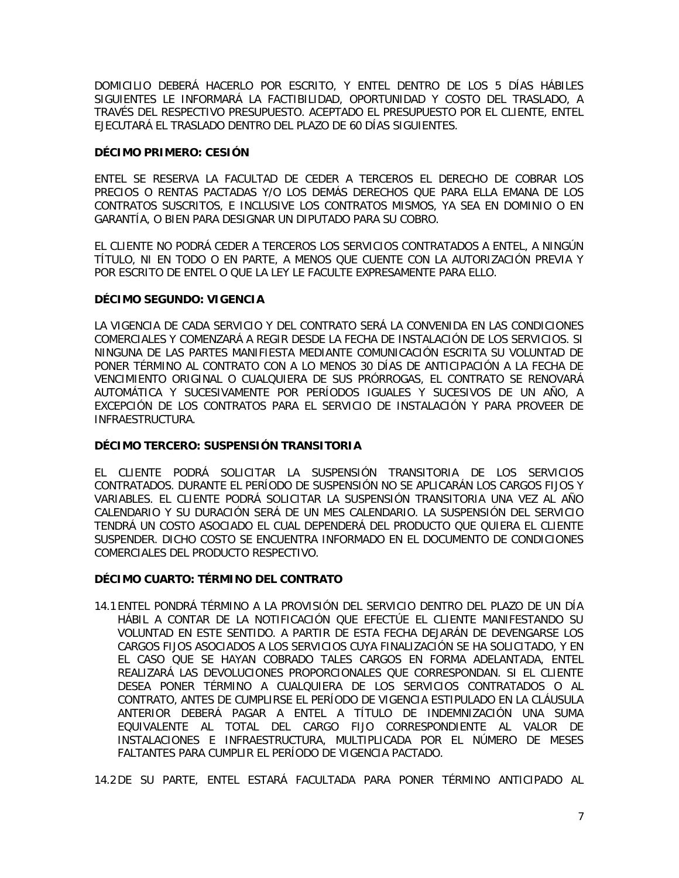DOMICILIO DEBERÁ HACERLO POR ESCRITO, Y ENTEL DENTRO DE LOS 5 DÍAS HÁBILES SIGUIENTES LE INFORMARÁ LA FACTIBILIDAD, OPORTUNIDAD Y COSTO DEL TRASLADO, A TRAVÉS DEL RESPECTIVO PRESUPUESTO. ACEPTADO EL PRESUPUESTO POR EL CLIENTE, ENTEL EJECUTARÁ EL TRASLADO DENTRO DEL PLAZO DE 60 DÍAS SIGUIENTES.

**DÉCIMO PRIMERO: CESIÓN**

ENTEL SE RESERVA LA FACULTAD DE CEDER A TERCEROS EL DERECHO DE COBRAR LOS PRECIOS O RENTAS PACTADAS Y/O LOS DEMÁS DERECHOS QUE PARA ELLA EMANA DE LOS CONTRATOS SUSCRITOS, E INCLUSIVE LOS CONTRATOS MISMOS, YA SEA EN DOMINIO O EN GARANTÍA, O BIEN PARA DESIGNAR UN DIPUTADO PARA SU COBRO.

EL CLIENTE NO PODRÁ CEDER A TERCEROS LOS SERVICIOS CONTRATADOS A ENTEL, A NINGÚN TÍTULO, NI EN TODO O EN PARTE, A MENOS QUE CUENTE CON LA AUTORIZACIÓN PREVIA Y POR ESCRITO DE ENTEL O QUE LA LEY LE FACULTE EXPRESAMENTE PARA ELLO.

**DÉCIMO SEGUNDO: VIGENCIA**

LA VIGENCIA DE CADA SERVICIO Y DEL CONTRATO SERÁ LA CONVENIDA EN LAS CONDICIONES COMERCIALES Y COMENZARÁ A REGIR DESDE LA FECHA DE INSTALACIÓN DE LOS SERVICIOS. SI NINGUNA DE LAS PARTES MANIFIESTA MEDIANTE COMUNICACIÓN ESCRITA SU VOLUNTAD DE PONER TÉRMINO AL CONTRATO CON A LO MENOS 30 DÍAS DE ANTICIPACIÓN A LA FECHA DE VENCIMIENTO ORIGINAL O CUALQUIERA DE SUS PRÓRROGAS, EL CONTRATO SE RENOVARÁ AUTOMÁTICA Y SUCESIVAMENTE POR PERÍODOS IGUALES Y SUCESIVOS DE UN AÑO, A EXCEPCIÓN DE LOS CONTRATOS PARA EL SERVICIO DE INSTALACIÓN Y PARA PROVEER DE INFRAESTRUCTURA.

**DÉCIMO TERCERO: SUSPENSIÓN TRANSITORIA**

EL CLIENTE PODRÁ SOLICITAR LA SUSPENSIÓN TRANSITORIA DE LOS SERVICIOS CONTRATADOS. DURANTE EL PERÍODO DE SUSPENSIÓN NO SE APLICARÁN LOS CARGOS FIJOS Y VARIABLES. EL CLIENTE PODRÁ SOLICITAR LA SUSPENSIÓN TRANSITORIA UNA VEZ AL AÑO CALENDARIO Y SU DURACIÓN SERÁ DE UN MES CALENDARIO. LA SUSPENSIÓN DEL SERVICIO TENDRÁ UN COSTO ASOCIADO EL CUAL DEPENDERÁ DEL PRODUCTO QUE QUIERA EL CLIENTE SUSPENDER. DICHO COSTO SE ENCUENTRA INFORMADO EN EL DOCUMENTO DE CONDICIONES COMERCIALES DEL PRODUCTO RESPECTIVO.

**DÉCIMO CUARTO: TÉRMINO DEL CONTRATO**

14.1 ENTEL PONDRÁ TÉRMINO A LA PROVISIÓN DEL SERVICIO DENTRO DEL PLAZO DE UN DÍA HÁBIL A CONTAR DE LA NOTIFICACIÓN QUE EFECTÚE EL CLIENTE MANIFESTANDO SU VOLUNTAD EN ESTE SENTIDO. A PARTIR DE ESTA FECHA DEJARÁN DE DEVENGARSE LOS CARGOS FIJOS ASOCIADOS A LOS SERVICIOS CUYA FINALIZACIÓN SE HA SOLICITADO, Y EN EL CASO QUE SE HAYAN COBRADO TALES CARGOS EN FORMA ADELANTADA, ENTEL REALIZARÁ LAS DEVOLUCIONES PROPORCIONALES QUE CORRESPONDAN. SI EL CLIENTE DESEA PONER TÉRMINO A CUALQUIERA DE LOS SERVICIOS CONTRATADOS O AL CONTRATO, ANTES DE CUMPLIRSE EL PERÍODO DE VIGENCIA ESTIPULADO EN LA CLÁUSULA ANTERIOR DEBERÁ PAGAR A ENTEL A TÍTULO DE INDEMNIZACIÓN UNA SUMA EQUIVALENTE AL TOTAL DEL CARGO FIJO CORRESPONDIENTE AL VALOR DE INSTALACIONES E INFRAESTRUCTURA, MULTIPLICADA POR EL NÚMERO DE MESES FALTANTES PARA CUMPLIR EL PERÍODO DE VIGENCIA PACTADO.

14.2 DE SU PARTE, ENTEL ESTARÁ FACULTADA PARA PONER TÉRMINO ANTICIPADO AL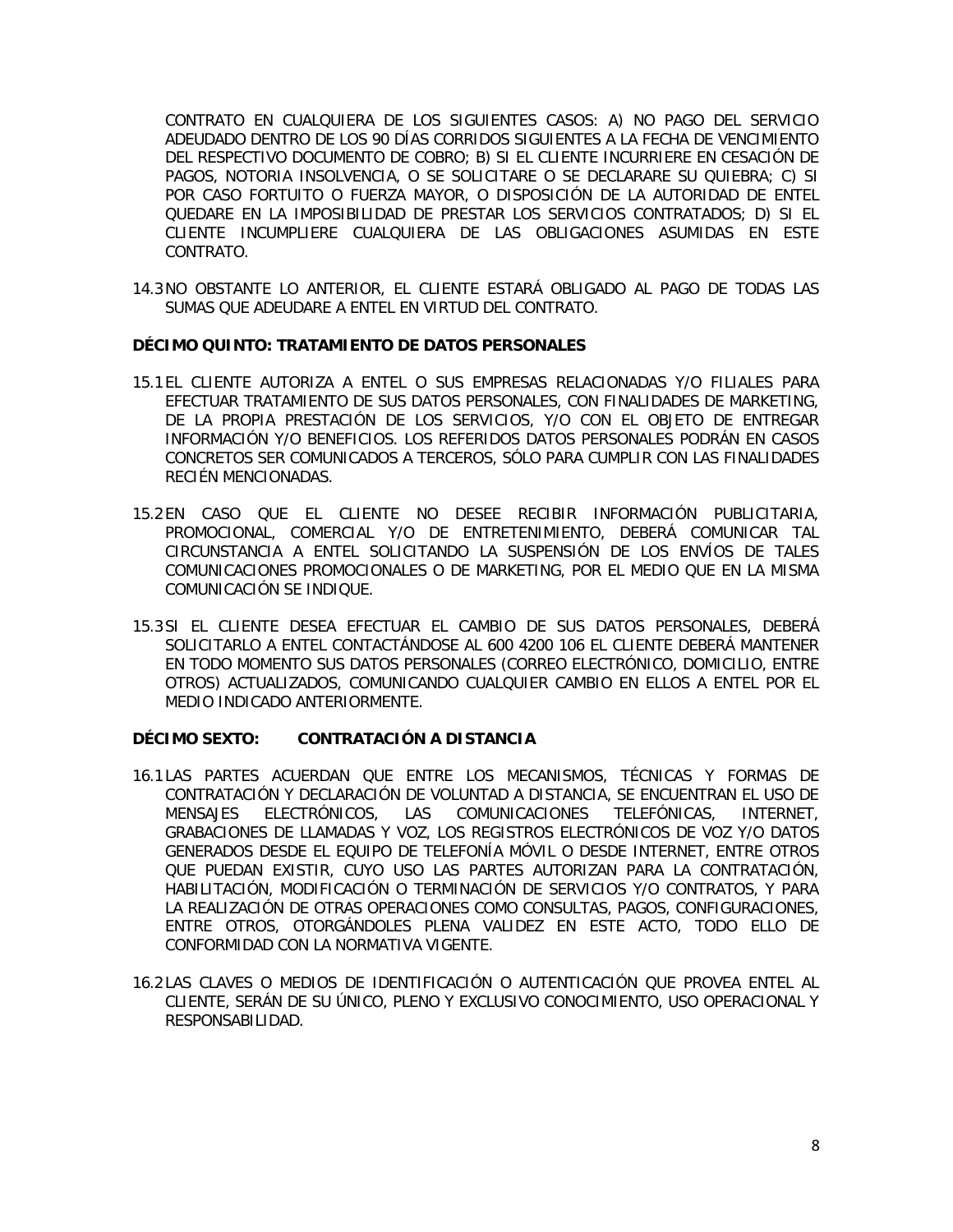CONTRATO EN CUALQUIERA DE LOS SIGUIENTES CASOS: A) NO PAGO DEL SERVICIO ADEUDADO DENTRO DE LOS 90 DÍAS CORRIDOS SIGUIENTES A LA FECHA DE VENCIMIENTO DEL RESPECTIVO DOCUMENTO DE COBRO; B) SI EL CLIENTE INCURRIERE EN CESACIÓN DE PAGOS, NOTORIA INSOLVENCIA, O SE SOLICITARE O SE DECLARARE SU QUIEBRA; C) SI POR CASO FORTUITO O FUERZA MAYOR, O DISPOSICIÓN DE LA AUTORIDAD DE ENTEL QUEDARE EN LA IMPOSIBILIDAD DE PRESTAR LOS SERVICIOS CONTRATADOS; D) SI EL CLIENTE INCUMPLIERE CUALQUIERA DE LAS OBLIGACIONES ASUMIDAS EN ESTE CONTRATO.

14.3 NO OBSTANTE LO ANTERIOR, EL CLIENTE ESTARÁ OBLIGADO AL PAGO DE TODAS LAS SUMAS QUE ADEUDARE A ENTEL EN VIRTUD DEL CONTRATO.

**DÉCIMO QUINTO: TRATAMIENTO DE DATOS PERSONALES**

15.1 EL CLIENTE AUTORIZA A ENTEL O SUS EMPRESAS RELACIONADAS Y/O FILIALES PARA EFECTUAR TRATAMIENTO DE SUS DATOS PERSONALES, CON FINALIDADES DE MARKETING, DE LA PROPIA PRESTACIÓN DE LOS SERVICIOS, Y/O CON EL OBJETO DE ENTREGAR INFORMACIÓN Y/O BENEFICIOS. LOS REFERIDOS DATOS PERSONALES PODRÁN EN CASOS CONCRETOS SER COMUNICADOS A TERCEROS, SÓLO PARA CUMPLIR CON LAS FINALIDADES RECIÉN MENCIONADAS.

15.2 EN CASO QUE EL CLIENTE NO DESEE RECIBIR INFORMACIÓN PUBLICITARIA, PROMOCIONAL, COMERCIAL Y/O DE ENTRETENIMIENTO, DEBERÁ COMUNICAR TAL CIRCUNSTANCIA A ENTEL SOLICITANDO LA SUSPENSIÓN DE LOS ENVÍOS DE TALES COMUNICACIONES PROMOCIONALES O DE MARKETING, POR EL MEDIO QUE EN LA MISMA COMUNICACIÓN SE INDIQUE.

15.3 SI EL CLIENTE DESEA EFECTUAR EL CAMBIO DE SUS DATOS PERSONALES, DEBERÁ SOLICITARLO A ENTEL CONTACTÁNDOSE AL 600 4200 106 EL CLIENTE DEBERÁ MANTENER EN TODO MOMENTO SUS DATOS PERSONALES (CORREO ELECTRÓNICO, DOMICILIO, ENTRE OTROS) ACTUALIZADOS, COMUNICANDO CUALQUIER CAMBIO EN ELLOS A ENTEL POR EL MEDIO INDICADO ANTERIORMENTE.

**DÉCIMO SEXTO: CONTRATACIÓN A DISTANCIA**

16.1 LAS PARTES ACUERDAN QUE ENTRE LOS MECANISMOS, TÉCNICAS Y FORMAS DE CONTRATACIÓN Y DECLARACIÓN DE VOLUNTAD A DISTANCIA, SE ENCUENTRAN EL USO DE MENSAJES ELECTRÓNICOS, LAS COMUNICACIONES TELEFÓNICAS, INTERNET, GRABACIONES DE LLAMADAS Y VOZ, LOS REGISTROS ELECTRÓNICOS DE VOZ Y/O DATOS GENERADOS DESDE EL EQUIPO DE TELEFONÍA MÓVIL O DESDE INTERNET, ENTRE OTROS QUE PUEDAN EXISTIR, CUYO USO LAS PARTES AUTORIZAN PARA LA CONTRATACIÓN, HABILITACIÓN, MODIFICACIÓN O TERMINACIÓN DE SERVICIOS Y/O CONTRATOS, Y PARA LA REALIZACIÓN DE OTRAS OPERACIONES COMO CONSULTAS, PAGOS, CONFIGURACIONES, ENTRE OTROS, OTORGÁNDOLES PLENA VALIDEZ EN ESTE ACTO, TODO ELLO DE CONFORMIDAD CON LA NORMATIVA VIGENTE.

16.2 LAS CLAVES O MEDIOS DE IDENTIFICACIÓN O AUTENTICACIÓN QUE PROVEA ENTEL AL CLIENTE, SERÁN DE SU ÚNICO, PLENO Y EXCLUSIVO CONOCIMIENTO, USO OPERACIONAL Y RESPONSABILIDAD.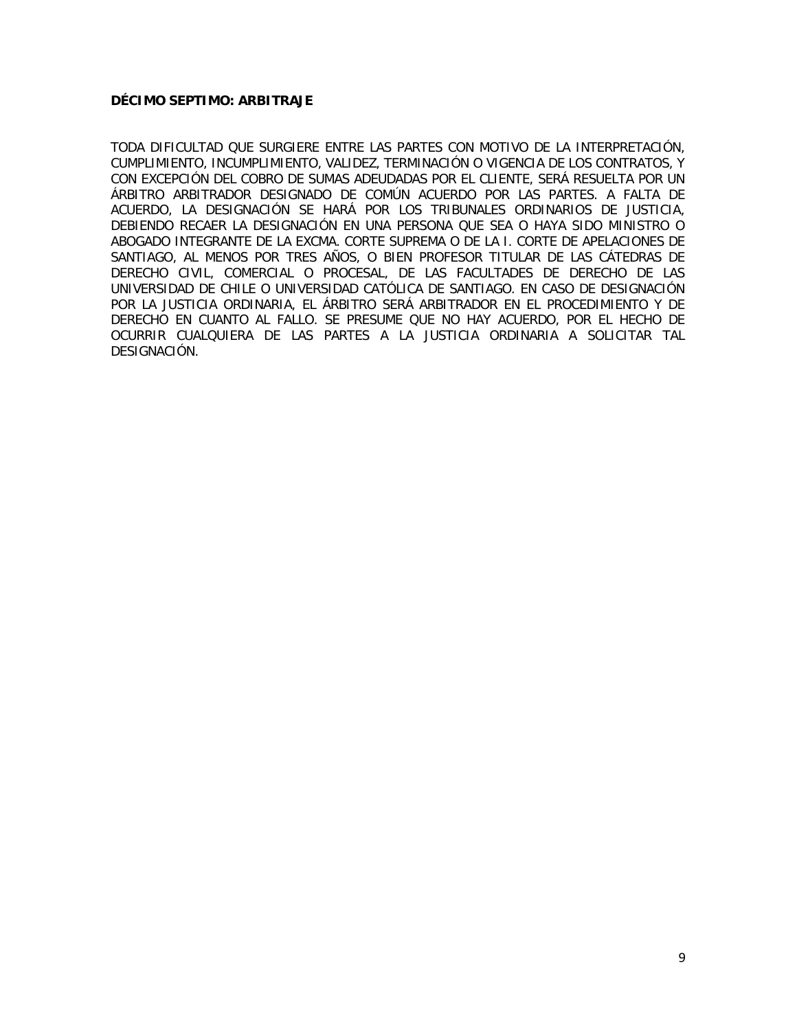**DÉCIMO SEPTIMO: ARBITRAJE**

TODA DIFICULTAD QUE SURGIERE ENTRE LAS PARTES CON MOTIVO DE LA INTERPRETACIÓN, CUMPLIMIENTO, INCUMPLIMIENTO, VALIDEZ, TERMINACIÓN O VIGENCIA DE LOS CONTRATOS, Y CON EXCEPCIÓN DEL COBRO DE SUMAS ADEUDADAS POR EL CLIENTE, SERÁ RESUELTA POR UN ÁRBITRO ARBITRADOR DESIGNADO DE COMÚN ACUERDO POR LAS PARTES. A FALTA DE ACUERDO, LA DESIGNACIÓN SE HARÁ POR LOS TRIBUNALES ORDINARIOS DE JUSTICIA, DEBIENDO RECAER LA DESIGNACIÓN EN UNA PERSONA QUE SEA O HAYA SIDO MINISTRO O ABOGADO INTEGRANTE DE LA EXCMA. CORTE SUPREMA O DE LA I. CORTE DE APELACIONES DE SANTIAGO, AL MENOS POR TRES AÑOS, O BIEN PROFESOR TITULAR DE LAS CÁTEDRAS DE DERECHO CIVIL, COMERCIAL O PROCESAL, DE LAS FACULTADES DE DERECHO DE LAS UNIVERSIDAD DE CHILE O UNIVERSIDAD CATÓLICA DE SANTIAGO. EN CASO DE DESIGNACIÓN POR LA JUSTICIA ORDINARIA, EL ÁRBITRO SERÁ ARBITRADOR EN EL PROCEDIMIENTO Y DE DERECHO EN CUANTO AL FALLO. SE PRESUME QUE NO HAY ACUERDO, POR EL HECHO DE OCURRIR CUALQUIERA DE LAS PARTES A LA JUSTICIA ORDINARIA A SOLICITAR TAL DESIGNACIÓN.